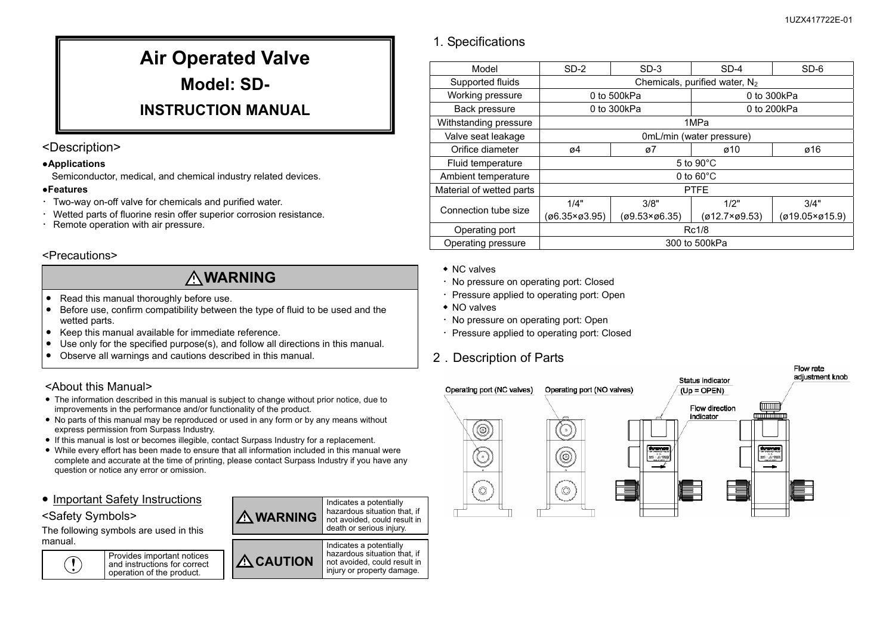# Air Operated Valve

## Model: SD-

## INSTRUCTION MANUAL

## <Description>

**●Applications**

Semiconductor, medical, and chemical industry related devices.

**●Features**

- Two-way on-off valve for chemicals and purified water.
- Wetted parts of fluorine resin offer superior corrosion resistance.
- Remote operation with air pressure.

## <Precautions>

### ⚠WARNING

- Read this manual thoroughly before use.
- Before use, confirm compatibility between the type of fluid to be used and the wetted parts.
- Keep this manual available for immediate reference.
- Use only for the specified purpose(s), and follow all directions in this manual.
- Observe all warnings and cautions described in this manual.

## <About this Manual>

- The information described in this manual is subject to change without prior notice, due to improvements in the performance and/or functionality of the product.
- No parts of this manual may be reproduced or used in any form or by any means without express permission from Surpass Industry.
- If this manual is lost or becomes illegible, contact Surpass Industry for a replacement.
- While every effort has been made to ensure that all information included in this manual were complete and accurate at the time of printing, please contact Surpass Industry if you have any question or notice any error or omission.

- Important Safety Instructions

## <Safety Symbols>

The following symbols are used in this manual.

| Symbol | Meaning |
| --- | --- |
| ! | Provides important notices and instructions for correct operation of the product. |
| ⚠WARNING | Indicates a potentially hazardous situation that, if not avoided, could result in death or serious injury. |
| ⚠CAUTION | Indicates a potentially hazardous situation that, if not avoided, could result in injury or property damage. |

## 1. Specifications

| Model | SD-2 | SD-3 | SD-4 | SD-6 |
| --- | --- | --- | --- | --- |
| Supported fluids | Chemicals, purified water, $N_2$ | | | |
| Working pressure | 0 to 500kPa | | 0 to 300kPa | |
| Back pressure | 0 to 300kPa | | 0 to 200kPa | |
| Withstanding pressure | 1MPa | | | |
| Valve seat leakage | 0mL/min (water pressure) | | | |
| Orifice diameter | ø4 | ø7 | ø10 | ø16 |
| Fluid temperature | 5 to 90°C | | | |
| Ambient temperature | 0 to 60°C | | | |
| Material of wetted parts | PTFE | | | |
| Connection tube size | 1/4" (ø6.35×ø3.95) | 3/8" (ø9.53×ø6.35) | 1/2" (ø12.7×ø9.53) | 3/4" (ø19.05×ø15.9) |
| Operating port | Rc1/8 | | | |
| Operating pressure | 300 to 500kPa | | | |

◆ NC valves
- No pressure on operating port: Closed
- Pressure applied to operating port: Open

◆ NO valves
- No pressure on operating port: Open
- Pressure applied to operating port: Closed

## 2. Description of Parts

Operating port (NC valves)

Operating port (NO valves)

Status indicator (Up = OPEN)

Flow direction indicator

Flow rate adjustment knob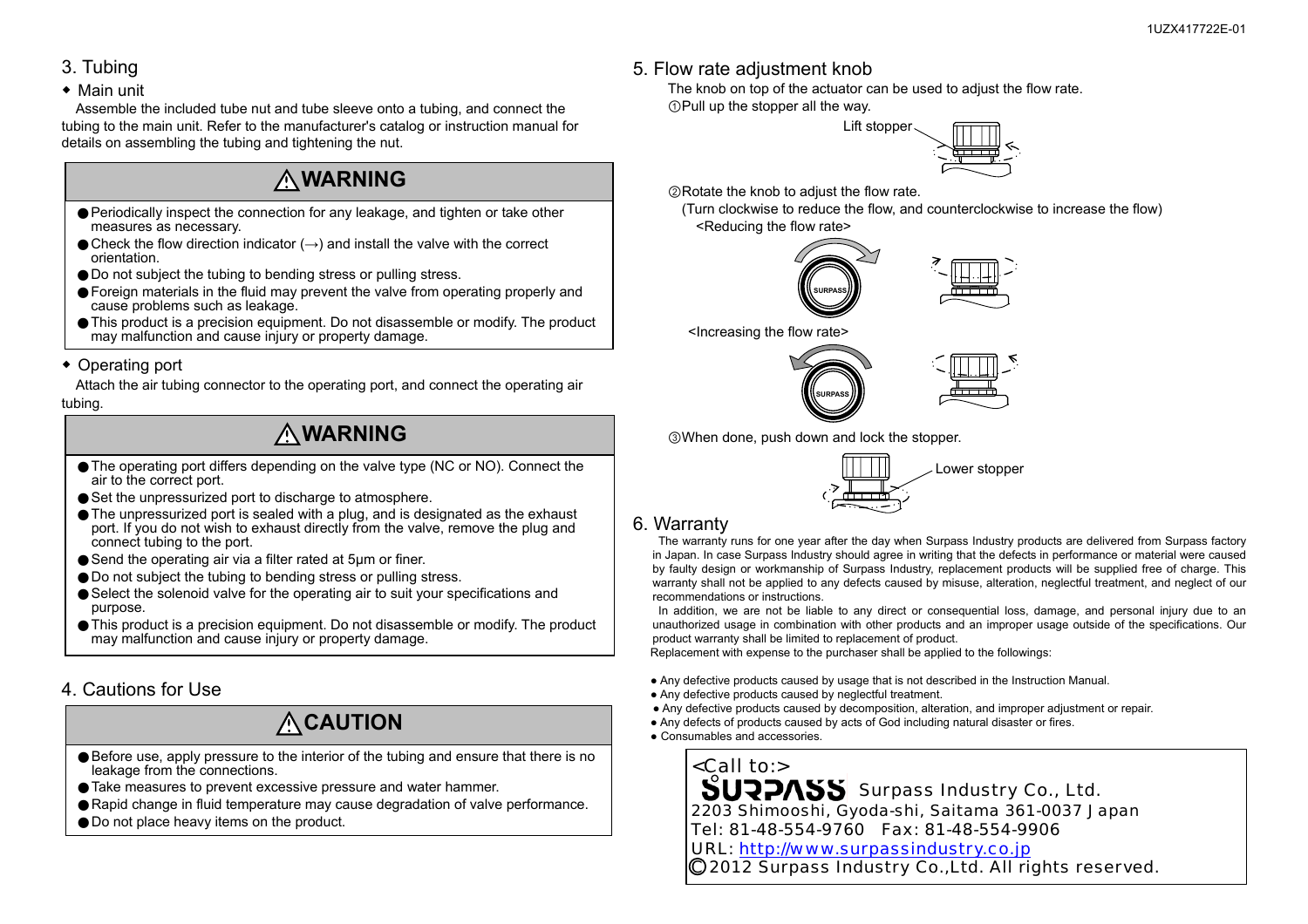## 3. Tubing

### ◆ Main unit

Assemble the included tube nut and tube sleeve onto a tubing, and connect the tubing to the main unit. Refer to the manufacturer's catalog or instruction manual for details on assembling the tubing and tightening the nut.

> **⚠WARNING**
>
> - Periodically inspect the connection for any leakage, and tighten or take other measures as necessary.
> - Check the flow direction indicator (→) and install the valve with the correct orientation.
> - Do not subject the tubing to bending stress or pulling stress.
> - Foreign materials in the fluid may prevent the valve from operating properly and cause problems such as leakage.
> - This product is a precision equipment. Do not disassemble or modify. The product may malfunction and cause injury or property damage.

### ◆ Operating port

Attach the air tubing connector to the operating port, and connect the operating air tubing.

> **⚠WARNING**
>
> - The operating port differs depending on the valve type (NC or NO). Connect the air to the correct port.
> - Set the unpressurized port to discharge to atmosphere.
> - The unpressurized port is sealed with a plug, and is designated as the exhaust port. If you do not wish to exhaust directly from the valve, remove the plug and connect tubing to the port.
> - Send the operating air via a filter rated at 5μm or finer.
> - Do not subject the tubing to bending stress or pulling stress.
> - Select the solenoid valve for the operating air to suit your specifications and purpose.
> - This product is a precision equipment. Do not disassemble or modify. The product may malfunction and cause injury or property damage.

## 4. Cautions for Use

> **⚠CAUTION**
>
> - Before use, apply pressure to the interior of the tubing and ensure that there is no leakage from the connections.
> - Take measures to prevent excessive pressure and water hammer.
> - Rapid change in fluid temperature may cause degradation of valve performance.
> - Do not place heavy items on the product.

## 5. Flow rate adjustment knob

The knob on top of the actuator can be used to adjust the flow rate.

①Pull up the stopper all the way.

Lift stopper

②Rotate the knob to adjust the flow rate.
(Turn clockwise to reduce the flow, and counterclockwise to increase the flow)

<Reducing the flow rate>

SURPASS

<Increasing the flow rate>

SURPASS

③When done, push down and lock the stopper.

Lower stopper

## 6. Warranty

The warranty runs for one year after the day when Surpass Industry products are delivered from Surpass factory in Japan. In case Surpass Industry should agree in writing that the defects in performance or material were caused by faulty design or workmanship of Surpass Industry, replacement products will be supplied free of charge. This warranty shall not be applied to any defects caused by misuse, alteration, neglectful treatment, and neglect of our recommendations or instructions.

In addition, we are not be liable to any direct or consequential loss, damage, and personal injury due to an unauthorized usage in combination with other products and an improper usage outside of the specifications. Our product warranty shall be limited to replacement of product.

Replacement with expense to the purchaser shall be applied to the followings:

- Any defective products caused by usage that is not described in the Instruction Manual.
- Any defective products caused by neglectful treatment.
- Any defective products caused by decomposition, alteration, and improper adjustment or repair.
- Any defects of products caused by acts of God including natural disaster or fires.
- Consumables and accessories.

<Call to:>
SURPASS Surpass Industry Co., Ltd.
2203 Shimooshi, Gyoda-shi, Saitama 361-0037 Japan
Tel: 81-48-554-9760 Fax: 81-48-554-9906
URL: http://www.surpassindustry.co.jp
©2012 Surpass Industry Co.,Ltd. All rights reserved.